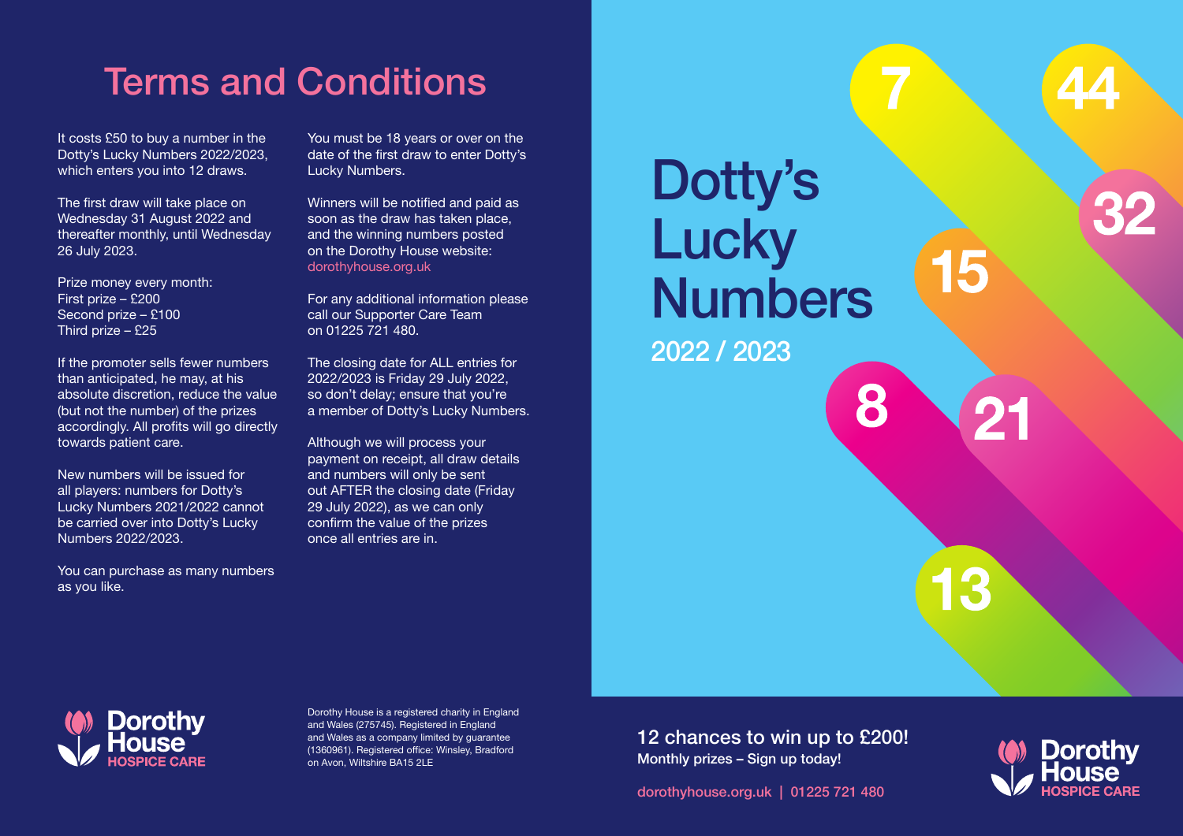# Terms and Conditions

It costs £50 to buy a number in the Dotty's Lucky Numbers 2022/2023, which enters you into 12 draws.

The first draw will take place on Wednesday 31 August 2022 and thereafter monthly, until Wednesday 26 July 2023.

Prize money every month:
First prize – £200
Second prize – £100
Third prize – £25

If the promoter sells fewer numbers than anticipated, he may, at his absolute discretion, reduce the value (but not the number) of the prizes accordingly. All profits will go directly towards patient care.

New numbers will be issued for all players: numbers for Dotty's Lucky Numbers 2021/2022 cannot be carried over into Dotty's Lucky Numbers 2022/2023.

You can purchase as many numbers as you like.

You must be 18 years or over on the date of the first draw to enter Dotty's Lucky Numbers.

Winners will be notified and paid as soon as the draw has taken place, and the winning numbers posted on the Dorothy House website: dorothyhouse.org.uk

For any additional information please call our Supporter Care Team on 01225 721 480.

The closing date for ALL entries for 2022/2023 is Friday 29 July 2022, so don't delay; ensure that you're a member of Dotty's Lucky Numbers.

Although we will process your payment on receipt, all draw details and numbers will only be sent out AFTER the closing date (Friday 29 July 2022), as we can only confirm the value of the prizes once all entries are in.

**Dorothy House HOSPICE CARE**

Dorothy House is a registered charity in England and Wales (275745). Registered in England and Wales as a company limited by guarantee (1360961). Registered office: Winsley, Bradford on Avon, Wiltshire BA15 2LE

# Dotty's Lucky Numbers

## 2022 / 2023

7 44 32 15 8 21 13

**12 chances to win up to £200!**

**Monthly prizes – Sign up today!**

dorothyhouse.org.uk | 01225 721 480

**Dorothy House HOSPICE CARE**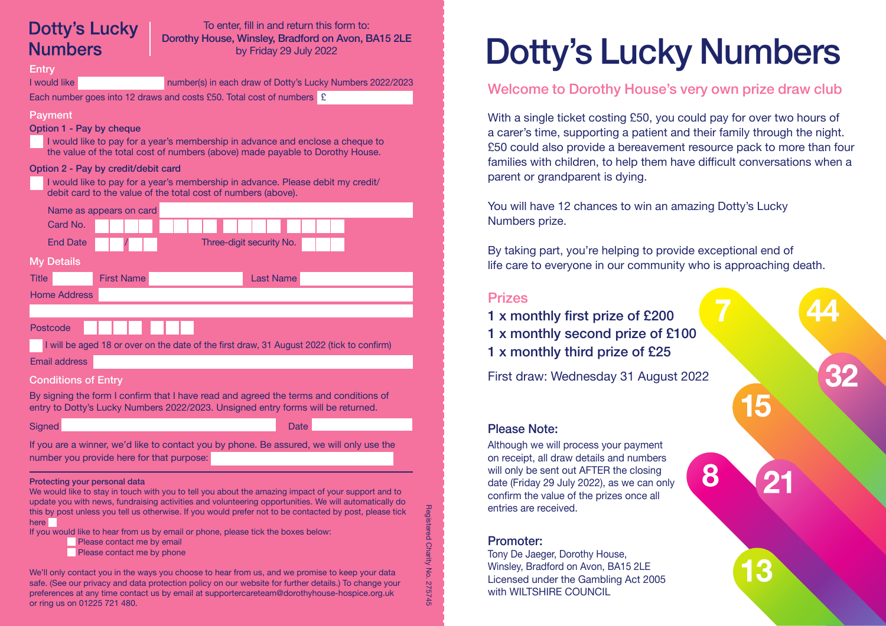# Dotty's Lucky Numbers

To enter, fill in and return this form to:
**Dorothy House, Winsley, Bradford on Avon, BA15 2LE**
by Friday 29 July 2022

## Entry

I would like ______ number(s) in each draw of Dotty's Lucky Numbers 2022/2023

Each number goes into 12 draws and costs £50. Total cost of numbers £ ______

## Payment

### Option 1 - Pay by cheque

☐ I would like to pay for a year's membership in advance and enclose a cheque to the value of the total cost of numbers (above) made payable to Dorothy House.

### Option 2 - Pay by credit/debit card

☐ I would like to pay for a year's membership in advance. Please debit my credit/debit card to the value of the total cost of numbers (above).

Name as appears on card ______

Card No. ______

End Date ___ / ___ Three-digit security No. ______

## My Details

Title ______ First Name ______ Last Name ______

Home Address ______

Postcode ______

☐ I will be aged 18 or over on the date of the first draw, 31 August 2022 (tick to confirm)

Email address ______

## Conditions of Entry

By signing the form I confirm that I have read and agreed the terms and conditions of entry to Dotty's Lucky Numbers 2022/2023. Unsigned entry forms will be returned.

Signed ______ Date ______

If you are a winner, we'd like to contact you by phone. Be assured, we will only use the number you provide here for that purpose: ______

**Protecting your personal data**

We would like to stay in touch with you to tell you about the amazing impact of your support and to update you with news, fundraising activities and volunteering opportunities. We will automatically do this by post unless you tell us otherwise. If you would prefer not to be contacted by post, please tick here ☐

If you would like to hear from us by email or phone, please tick the boxes below:

☐ Please contact me by email
☐ Please contact me by phone

We'll only contact you in the ways you choose to hear from us, and we promise to keep your data safe. (See our privacy and data protection policy on our website for further details.) To change your preferences at any time contact us by email at supportercareteam@dorothyhouse-hospice.org.uk or ring us on 01225 721 480.

Registered Charity No. 275745

# Dotty's Lucky Numbers

## Welcome to Dorothy House's very own prize draw club

With a single ticket costing £50, you could pay for over two hours of a carer's time, supporting a patient and their family through the night. £50 could also provide a bereavement resource pack to more than four families with children, to help them have difficult conversations when a parent or grandparent is dying.

You will have 12 chances to win an amazing Dotty's Lucky Numbers prize.

By taking part, you're helping to provide exceptional end of life care to everyone in our community who is approaching death.

## Prizes

1 x monthly first prize of £200
1 x monthly second prize of £100
1 x monthly third prize of £25

First draw: Wednesday 31 August 2022

### Please Note:

Although we will process your payment on receipt, all draw details and numbers will only be sent out AFTER the closing date (Friday 29 July 2022), as we can only confirm the value of the prizes once all entries are received.

### Promoter:

Tony De Jaeger, Dorothy House, Winsley, Bradford on Avon, BA15 2LE
Licensed under the Gambling Act 2005 with WILTSHIRE COUNCIL